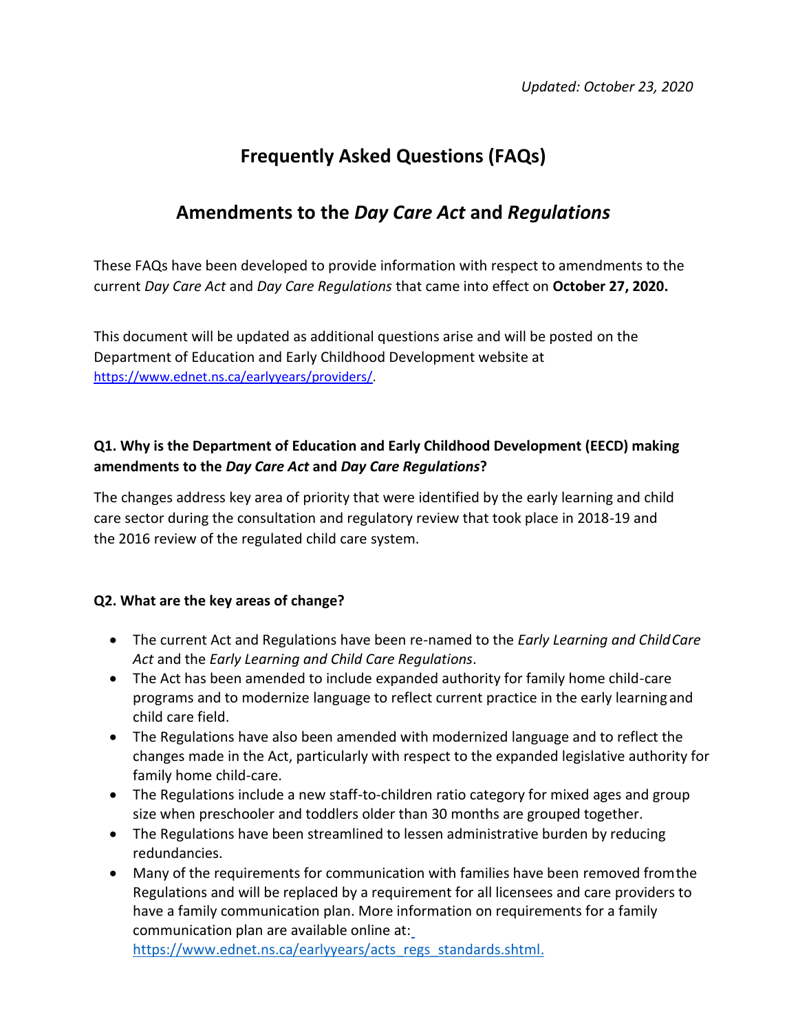*Updated: October 23, 2020*

# Frequently Asked Questions (FAQs)

## Amendments to the *Day Care Act* and *Regulations*

These FAQs have been developed to provide information with respect to amendments to the current *Day Care Act* and *Day Care Regulations* that came into effect on **October 27, 2020.**

This document will be updated as additional questions arise and will be posted on the Department of Education and Early Childhood Development website at https://www.ednet.ns.ca/earlyyears/providers/.

### Q1. Why is the Department of Education and Early Childhood Development (EECD) making amendments to the *Day Care Act* and *Day Care Regulations*?

The changes address key area of priority that were identified by the early learning and child care sector during the consultation and regulatory review that took place in 2018-19 and the 2016 review of the regulated child care system.

### Q2. What are the key areas of change?

- The current Act and Regulations have been re-named to the *Early Learning and Child Care Act* and the *Early Learning and Child Care Regulations*.
- The Act has been amended to include expanded authority for family home child-care programs and to modernize language to reflect current practice in the early learning and child care field.
- The Regulations have also been amended with modernized language and to reflect the changes made in the Act, particularly with respect to the expanded legislative authority for family home child-care.
- The Regulations include a new staff-to-children ratio category for mixed ages and group size when preschooler and toddlers older than 30 months are grouped together.
- The Regulations have been streamlined to lessen administrative burden by reducing redundancies.
- Many of the requirements for communication with families have been removed from the Regulations and will be replaced by a requirement for all licensees and care providers to have a family communication plan. More information on requirements for a family communication plan are available online at: https://www.ednet.ns.ca/earlyyears/acts_regs_standards.shtml.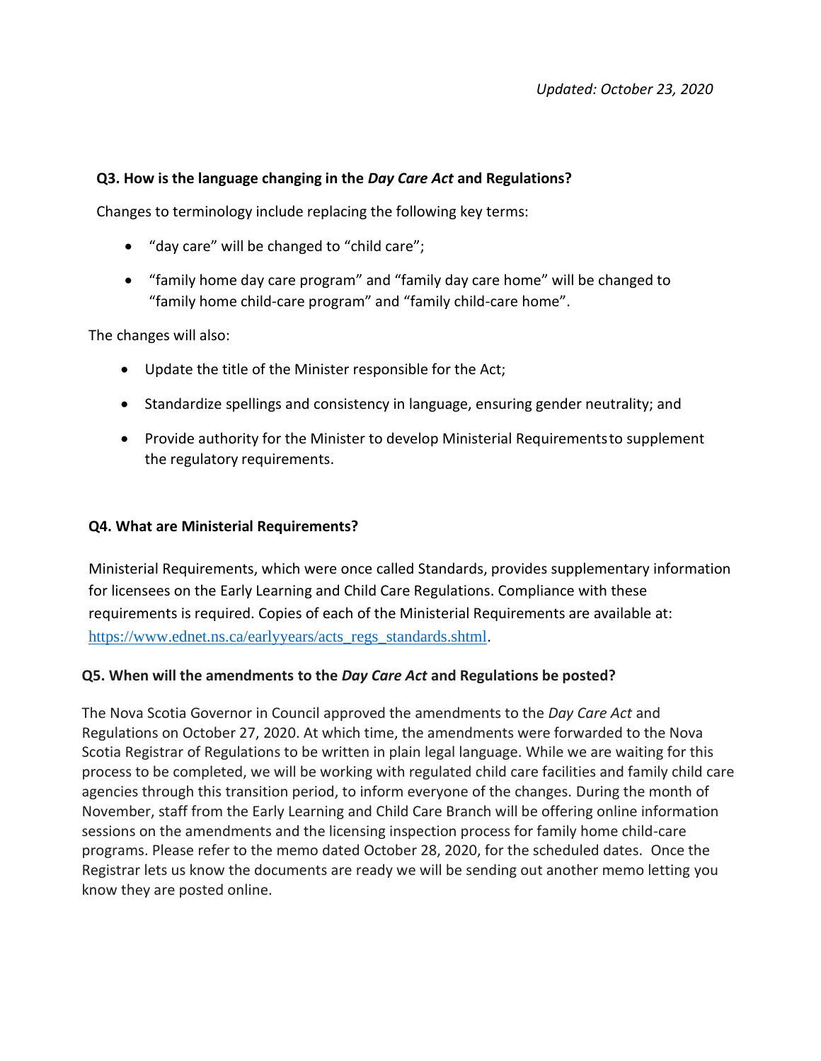*Updated: October 23, 2020*

### Q3. How is the language changing in the *Day Care Act* and Regulations?

Changes to terminology include replacing the following key terms:

- "day care" will be changed to "child care";
- "family home day care program" and "family day care home" will be changed to "family home child-care program" and "family child-care home".

The changes will also:

- Update the title of the Minister responsible for the Act;
- Standardize spellings and consistency in language, ensuring gender neutrality; and
- Provide authority for the Minister to develop Ministerial Requirements to supplement the regulatory requirements.

### Q4. What are Ministerial Requirements?

Ministerial Requirements, which were once called Standards, provides supplementary information for licensees on the Early Learning and Child Care Regulations. Compliance with these requirements is required. Copies of each of the Ministerial Requirements are available at: https://www.ednet.ns.ca/earlyyears/acts_regs_standards.shtml.

### Q5. When will the amendments to the *Day Care Act* and Regulations be posted?

The Nova Scotia Governor in Council approved the amendments to the *Day Care Act* and Regulations on October 27, 2020. At which time, the amendments were forwarded to the Nova Scotia Registrar of Regulations to be written in plain legal language. While we are waiting for this process to be completed, we will be working with regulated child care facilities and family child care agencies through this transition period, to inform everyone of the changes. During the month of November, staff from the Early Learning and Child Care Branch will be offering online information sessions on the amendments and the licensing inspection process for family home child-care programs. Please refer to the memo dated October 28, 2020, for the scheduled dates. Once the Registrar lets us know the documents are ready we will be sending out another memo letting you know they are posted online.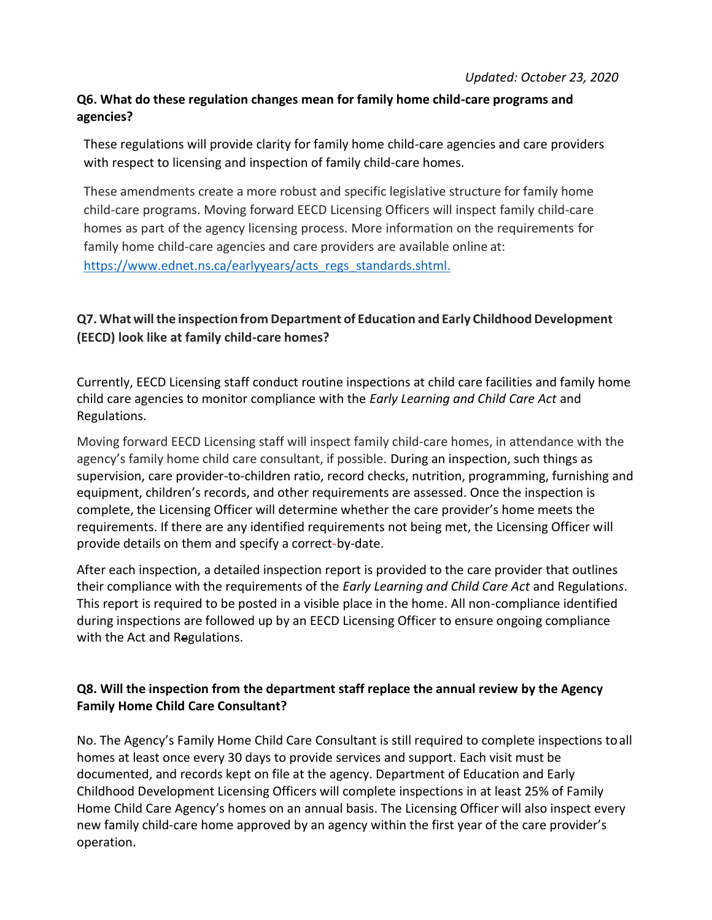*Updated: October 23, 2020*

**Q6. What do these regulation changes mean for family home child-care programs and agencies?**

These regulations will provide clarity for family home child-care agencies and care providers with respect to licensing and inspection of family child-care homes.

These amendments create a more robust and specific legislative structure for family home child-care programs. Moving forward EECD Licensing Officers will inspect family child-care homes as part of the agency licensing process. More information on the requirements for family home child-care agencies and care providers are available online at: [https://www.ednet.ns.ca/earlyyears/acts_regs_standards.shtml.](https://www.ednet.ns.ca/earlyyears/acts_regs_standards.shtml)

**Q7. What will the inspection from Department of Education and Early Childhood Development (EECD) look like at family child-care homes?**

Currently, EECD Licensing staff conduct routine inspections at child care facilities and family home child care agencies to monitor compliance with the *Early Learning and Child Care Act* and Regulations.

Moving forward EECD Licensing staff will inspect family child-care homes, in attendance with the agency's family home child care consultant, if possible. During an inspection, such things as supervision, care provider-to-children ratio, record checks, nutrition, programming, furnishing and equipment, children's records, and other requirements are assessed. Once the inspection is complete, the Licensing Officer will determine whether the care provider's home meets the requirements. If there are any identified requirements not being met, the Licensing Officer will provide details on them and specify a correct-by-date.

After each inspection, a detailed inspection report is provided to the care provider that outlines their compliance with the requirements of the *Early Learning and Child Care Act* and Regulations. This report is required to be posted in a visible place in the home. All non-compliance identified during inspections are followed up by an EECD Licensing Officer to ensure ongoing compliance with the Act and Regulations.

**Q8. Will the inspection from the department staff replace the annual review by the Agency Family Home Child Care Consultant?**

No. The Agency's Family Home Child Care Consultant is still required to complete inspections to all homes at least once every 30 days to provide services and support. Each visit must be documented, and records kept on file at the agency. Department of Education and Early Childhood Development Licensing Officers will complete inspections in at least 25% of Family Home Child Care Agency's homes on an annual basis. The Licensing Officer will also inspect every new family child-care home approved by an agency within the first year of the care provider's operation.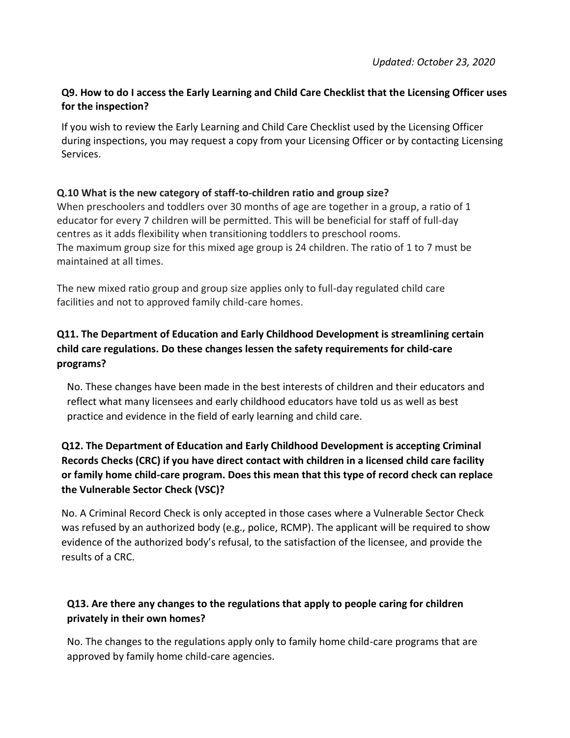*Updated: October 23, 2020*

**Q9. How to do I access the Early Learning and Child Care Checklist that the Licensing Officer uses for the inspection?**

If you wish to review the Early Learning and Child Care Checklist used by the Licensing Officer during inspections, you may request a copy from your Licensing Officer or by contacting Licensing Services.

**Q.10 What is the new category of staff-to-children ratio and group size?**

When preschoolers and toddlers over 30 months of age are together in a group, a ratio of 1 educator for every 7 children will be permitted. This will be beneficial for staff of full-day centres as it adds flexibility when transitioning toddlers to preschool rooms.
The maximum group size for this mixed age group is 24 children. The ratio of 1 to 7 must be maintained at all times.

The new mixed ratio group and group size applies only to full-day regulated child care facilities and not to approved family child-care homes.

**Q11. The Department of Education and Early Childhood Development is streamlining certain child care regulations. Do these changes lessen the safety requirements for child-care programs?**

No. These changes have been made in the best interests of children and their educators and reflect what many licensees and early childhood educators have told us as well as best practice and evidence in the field of early learning and child care.

**Q12. The Department of Education and Early Childhood Development is accepting Criminal Records Checks (CRC) if you have direct contact with children in a licensed child care facility or family home child-care program. Does this mean that this type of record check can replace the Vulnerable Sector Check (VSC)?**

No. A Criminal Record Check is only accepted in those cases where a Vulnerable Sector Check was refused by an authorized body (e.g., police, RCMP). The applicant will be required to show evidence of the authorized body's refusal, to the satisfaction of the licensee, and provide the results of a CRC.

**Q13. Are there any changes to the regulations that apply to people caring for children privately in their own homes?**

No. The changes to the regulations apply only to family home child-care programs that are approved by family home child-care agencies.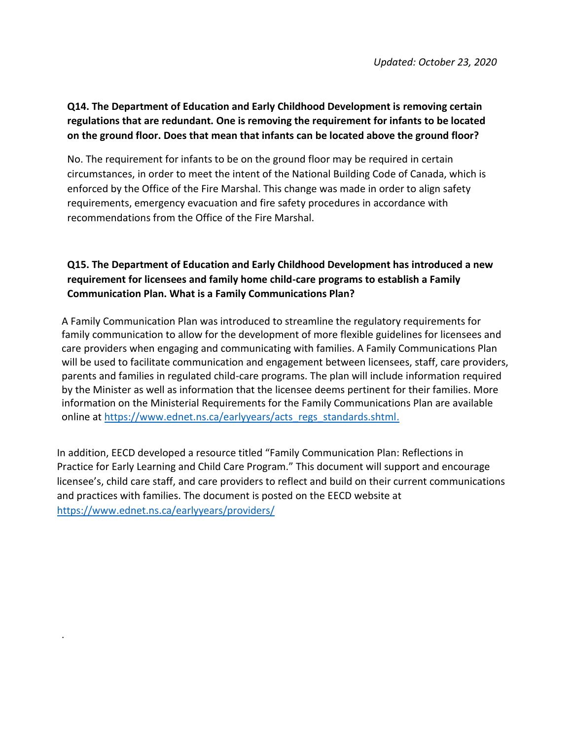*Updated: October 23, 2020*

**Q14. The Department of Education and Early Childhood Development is removing certain regulations that are redundant. One is removing the requirement for infants to be located on the ground floor. Does that mean that infants can be located above the ground floor?**

No. The requirement for infants to be on the ground floor may be required in certain circumstances, in order to meet the intent of the National Building Code of Canada, which is enforced by the Office of the Fire Marshal. This change was made in order to align safety requirements, emergency evacuation and fire safety procedures in accordance with recommendations from the Office of the Fire Marshal.

**Q15. The Department of Education and Early Childhood Development has introduced a new requirement for licensees and family home child-care programs to establish a Family Communication Plan. What is a Family Communications Plan?**

A Family Communication Plan was introduced to streamline the regulatory requirements for family communication to allow for the development of more flexible guidelines for licensees and care providers when engaging and communicating with families. A Family Communications Plan will be used to facilitate communication and engagement between licensees, staff, care providers, parents and families in regulated child-care programs. The plan will include information required by the Minister as well as information that the licensee deems pertinent for their families. More information on the Ministerial Requirements for the Family Communications Plan are available online at https://www.ednet.ns.ca/earlyyears/acts_regs_standards.shtml.

In addition, EECD developed a resource titled "Family Communication Plan: Reflections in Practice for Early Learning and Child Care Program." This document will support and encourage licensee's, child care staff, and care providers to reflect and build on their current communications and practices with families. The document is posted on the EECD website at https://www.ednet.ns.ca/earlyyears/providers/